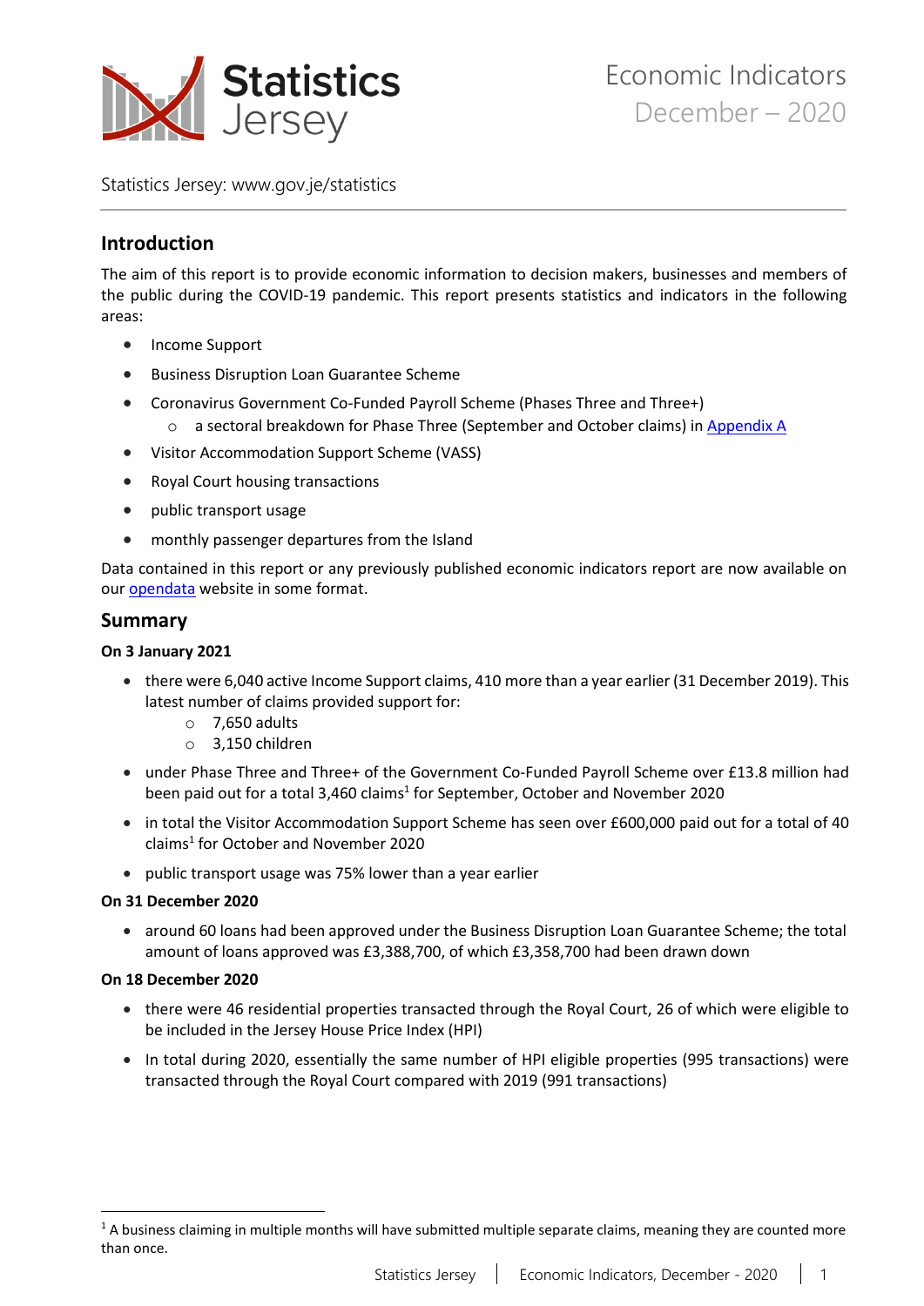# Statistics Jersey

Economic Indicators
December – 2020

Statistics Jersey: www.gov.je/statistics

## Introduction

The aim of this report is to provide economic information to decision makers, businesses and members of the public during the COVID-19 pandemic. This report presents statistics and indicators in the following areas:

- Income Support
- Business Disruption Loan Guarantee Scheme
- Coronavirus Government Co-Funded Payroll Scheme (Phases Three and Three+)
  - a sectoral breakdown for Phase Three (September and October claims) in Appendix A
- Visitor Accommodation Support Scheme (VASS)
- Royal Court housing transactions
- public transport usage
- monthly passenger departures from the Island

Data contained in this report or any previously published economic indicators report are now available on our opendata website in some format.

## Summary

**On 3 January 2021**

- there were 6,040 active Income Support claims, 410 more than a year earlier (31 December 2019). This latest number of claims provided support for:
  - 7,650 adults
  - 3,150 children
- under Phase Three and Three+ of the Government Co-Funded Payroll Scheme over £13.8 million had been paid out for a total 3,460 claims[1] for September, October and November 2020
- in total the Visitor Accommodation Support Scheme has seen over £600,000 paid out for a total of 40 claims[1] for October and November 2020
- public transport usage was 75% lower than a year earlier

**On 31 December 2020**

- around 60 loans had been approved under the Business Disruption Loan Guarantee Scheme; the total amount of loans approved was £3,388,700, of which £3,358,700 had been drawn down

**On 18 December 2020**

- there were 46 residential properties transacted through the Royal Court, 26 of which were eligible to be included in the Jersey House Price Index (HPI)
- In total during 2020, essentially the same number of HPI eligible properties (995 transactions) were transacted through the Royal Court compared with 2019 (991 transactions)

[1] A business claiming in multiple months will have submitted multiple separate claims, meaning they are counted more than once.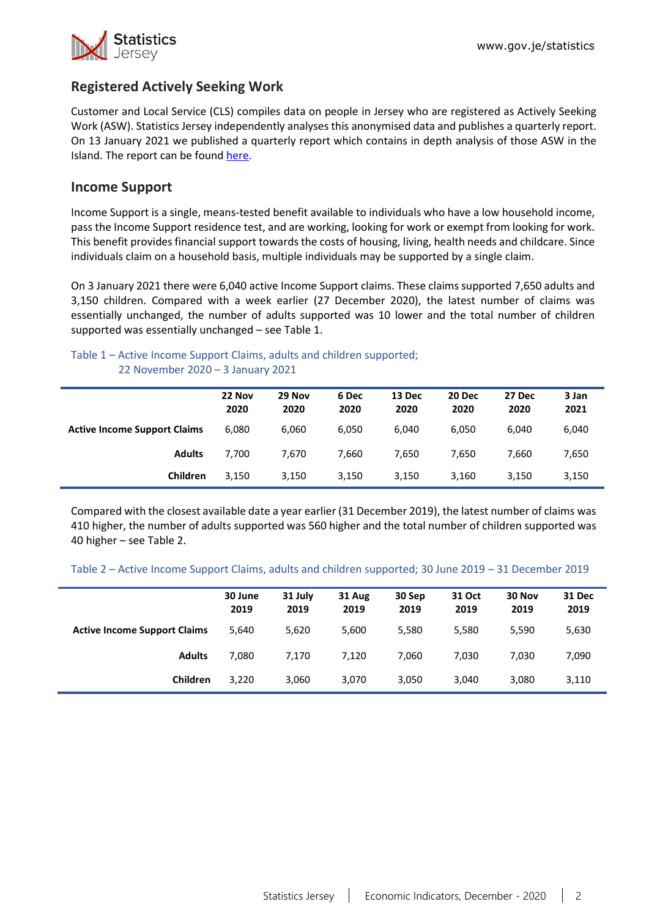## Registered Actively Seeking Work

Customer and Local Service (CLS) compiles data on people in Jersey who are registered as Actively Seeking Work (ASW). Statistics Jersey independently analyses this anonymised data and publishes a quarterly report. On 13 January 2021 we published a quarterly report which contains in depth analysis of those ASW in the Island. The report can be found here.

## Income Support

Income Support is a single, means-tested benefit available to individuals who have a low household income, pass the Income Support residence test, and are working, looking for work or exempt from looking for work. This benefit provides financial support towards the costs of housing, living, health needs and childcare. Since individuals claim on a household basis, multiple individuals may be supported by a single claim.

On 3 January 2021 there were 6,040 active Income Support claims. These claims supported 7,650 adults and 3,150 children. Compared with a week earlier (27 December 2020), the latest number of claims was essentially unchanged, the number of adults supported was 10 lower and the total number of children supported was essentially unchanged – see Table 1.

Table 1 – Active Income Support Claims, adults and children supported; 22 November 2020 – 3 January 2021

| | 22 Nov 2020 | 29 Nov 2020 | 6 Dec 2020 | 13 Dec 2020 | 20 Dec 2020 | 27 Dec 2020 | 3 Jan 2021 |
|---|---|---|---|---|---|---|---|
| **Active Income Support Claims** | 6,080 | 6,060 | 6,050 | 6,040 | 6,050 | 6,040 | 6,040 |
| **Adults** | 7,700 | 7,670 | 7,660 | 7,650 | 7,650 | 7,660 | 7,650 |
| **Children** | 3,150 | 3,150 | 3,150 | 3,150 | 3,160 | 3,150 | 3,150 |

Compared with the closest available date a year earlier (31 December 2019), the latest number of claims was 410 higher, the number of adults supported was 560 higher and the total number of children supported was 40 higher – see Table 2.

Table 2 – Active Income Support Claims, adults and children supported; 30 June 2019 – 31 December 2019

| | 30 June 2019 | 31 July 2019 | 31 Aug 2019 | 30 Sep 2019 | 31 Oct 2019 | 30 Nov 2019 | 31 Dec 2019 |
|---|---|---|---|---|---|---|---|
| **Active Income Support Claims** | 5,640 | 5,620 | 5,600 | 5,580 | 5,580 | 5,590 | 5,630 |
| **Adults** | 7,080 | 7,170 | 7,120 | 7,060 | 7,030 | 7,030 | 7,090 |
| **Children** | 3,220 | 3,060 | 3,070 | 3,050 | 3,040 | 3,080 | 3,110 |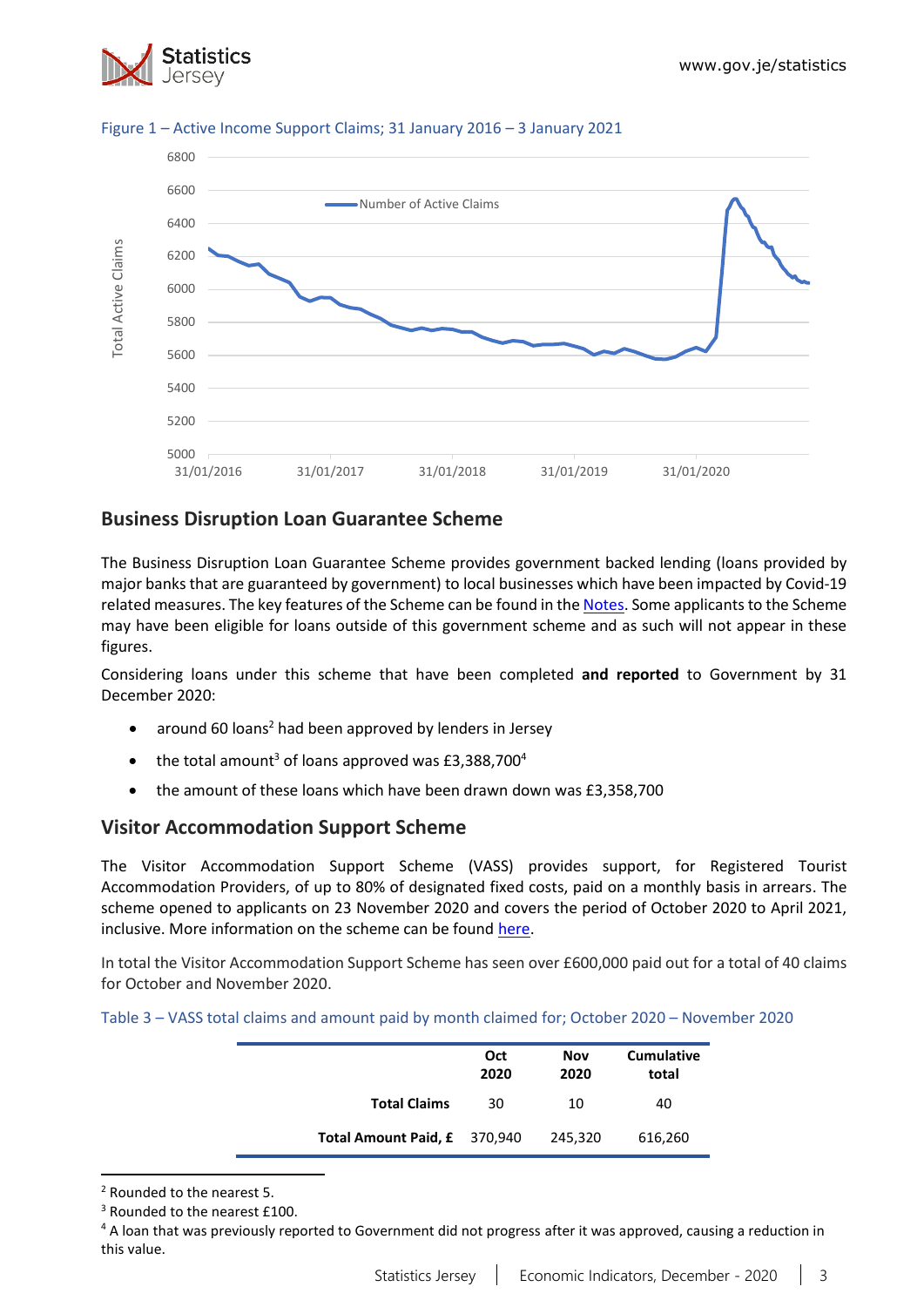Figure 1 – Active Income Support Claims; 31 January 2016 – 3 January 2021

## Business Disruption Loan Guarantee Scheme

The Business Disruption Loan Guarantee Scheme provides government backed lending (loans provided by major banks that are guaranteed by government) to local businesses which have been impacted by Covid-19 related measures. The key features of the Scheme can be found in the Notes. Some applicants to the Scheme may have been eligible for loans outside of this government scheme and as such will not appear in these figures.

Considering loans under this scheme that have been completed **and reported** to Government by 31 December 2020:

- around 60 loans[2] had been approved by lenders in Jersey
- the total amount[3] of loans approved was £3,388,700[4]
- the amount of these loans which have been drawn down was £3,358,700

## Visitor Accommodation Support Scheme

The Visitor Accommodation Support Scheme (VASS) provides support, for Registered Tourist Accommodation Providers, of up to 80% of designated fixed costs, paid on a monthly basis in arrears. The scheme opened to applicants on 23 November 2020 and covers the period of October 2020 to April 2021, inclusive. More information on the scheme can be found here.

In total the Visitor Accommodation Support Scheme has seen over £600,000 paid out for a total of 40 claims for October and November 2020.

Table 3 – VASS total claims and amount paid by month claimed for; October 2020 – November 2020

| | Oct 2020 | Nov 2020 | Cumulative total |
|---|---|---|---|
| **Total Claims** | 30 | 10 | 40 |
| **Total Amount Paid, £** | 370,940 | 245,320 | 616,260 |

[2] Rounded to the nearest 5.

[3] Rounded to the nearest £100.

[4] A loan that was previously reported to Government did not progress after it was approved, causing a reduction in this value.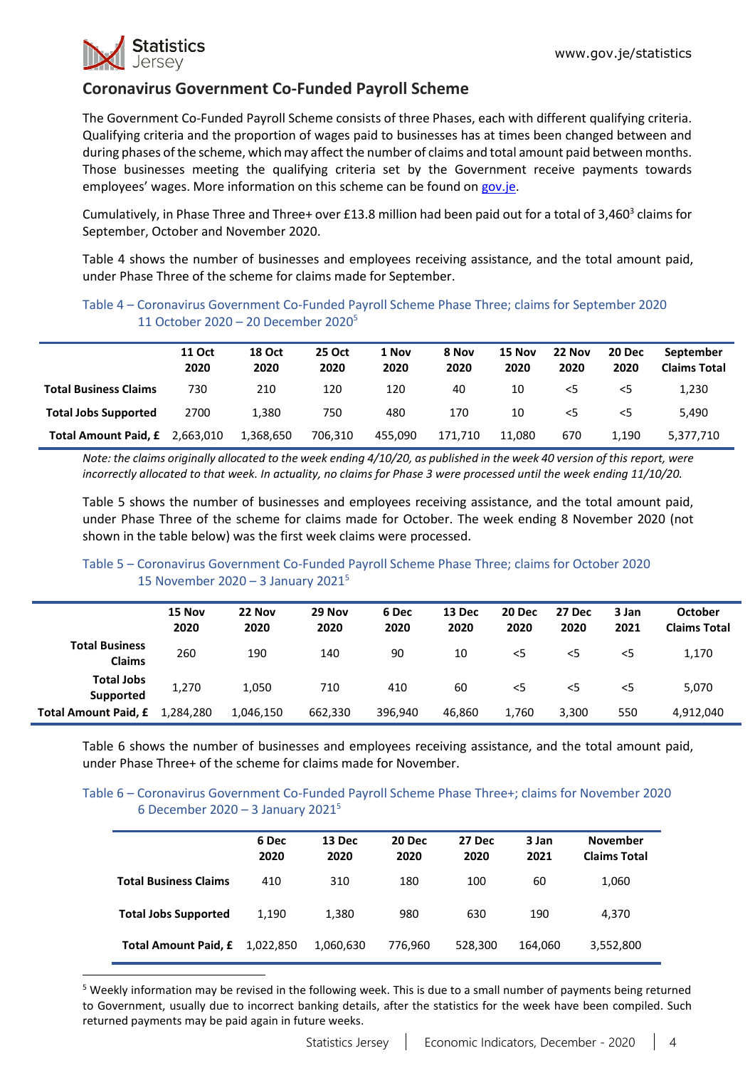## Coronavirus Government Co-Funded Payroll Scheme

The Government Co-Funded Payroll Scheme consists of three Phases, each with different qualifying criteria. Qualifying criteria and the proportion of wages paid to businesses has at times been changed between and during phases of the scheme, which may affect the number of claims and total amount paid between months. Those businesses meeting the qualifying criteria set by the Government receive payments towards employees' wages. More information on this scheme can be found on gov.je.

Cumulatively, in Phase Three and Three+ over £13.8 million had been paid out for a total of 3,460[3] claims for September, October and November 2020.

Table 4 shows the number of businesses and employees receiving assistance, and the total amount paid, under Phase Three of the scheme for claims made for September.

Table 4 – Coronavirus Government Co-Funded Payroll Scheme Phase Three; claims for September 2020
11 October 2020 – 20 December 2020[5]

| | 11 Oct 2020 | 18 Oct 2020 | 25 Oct 2020 | 1 Nov 2020 | 8 Nov 2020 | 15 Nov 2020 | 22 Nov 2020 | 20 Dec 2020 | September Claims Total |
|---|---|---|---|---|---|---|---|---|---|
| **Total Business Claims** | 730 | 210 | 120 | 120 | 40 | 10 | <5 | <5 | 1,230 |
| **Total Jobs Supported** | 2700 | 1,380 | 750 | 480 | 170 | 10 | <5 | <5 | 5,490 |
| **Total Amount Paid, £** | 2,663,010 | 1,368,650 | 706,310 | 455,090 | 171,710 | 11,080 | 670 | 1,190 | 5,377,710 |

*Note: the claims originally allocated to the week ending 4/10/20, as published in the week 40 version of this report, were incorrectly allocated to that week. In actuality, no claims for Phase 3 were processed until the week ending 11/10/20.*

Table 5 shows the number of businesses and employees receiving assistance, and the total amount paid, under Phase Three of the scheme for claims made for October. The week ending 8 November 2020 (not shown in the table below) was the first week claims were processed.

Table 5 – Coronavirus Government Co-Funded Payroll Scheme Phase Three; claims for October 2020
15 November 2020 – 3 January 2021[5]

| | 15 Nov 2020 | 22 Nov 2020 | 29 Nov 2020 | 6 Dec 2020 | 13 Dec 2020 | 20 Dec 2020 | 27 Dec 2020 | 3 Jan 2021 | October Claims Total |
|---|---|---|---|---|---|---|---|---|---|
| **Total Business Claims** | 260 | 190 | 140 | 90 | 10 | <5 | <5 | <5 | 1,170 |
| **Total Jobs Supported** | 1,270 | 1,050 | 710 | 410 | 60 | <5 | <5 | <5 | 5,070 |
| **Total Amount Paid, £** | 1,284,280 | 1,046,150 | 662,330 | 396,940 | 46,860 | 1,760 | 3,300 | 550 | 4,912,040 |

Table 6 shows the number of businesses and employees receiving assistance, and the total amount paid, under Phase Three+ of the scheme for claims made for November.

Table 6 – Coronavirus Government Co-Funded Payroll Scheme Phase Three+; claims for November 2020
6 December 2020 – 3 January 2021[5]

| | 6 Dec 2020 | 13 Dec 2020 | 20 Dec 2020 | 27 Dec 2020 | 3 Jan 2021 | November Claims Total |
|---|---|---|---|---|---|---|
| **Total Business Claims** | 410 | 310 | 180 | 100 | 60 | 1,060 |
| **Total Jobs Supported** | 1,190 | 1,380 | 980 | 630 | 190 | 4,370 |
| **Total Amount Paid, £** | 1,022,850 | 1,060,630 | 776,960 | 528,300 | 164,060 | 3,552,800 |

[5] Weekly information may be revised in the following week. This is due to a small number of payments being returned to Government, usually due to incorrect banking details, after the statistics for the week have been compiled. Such returned payments may be paid again in future weeks.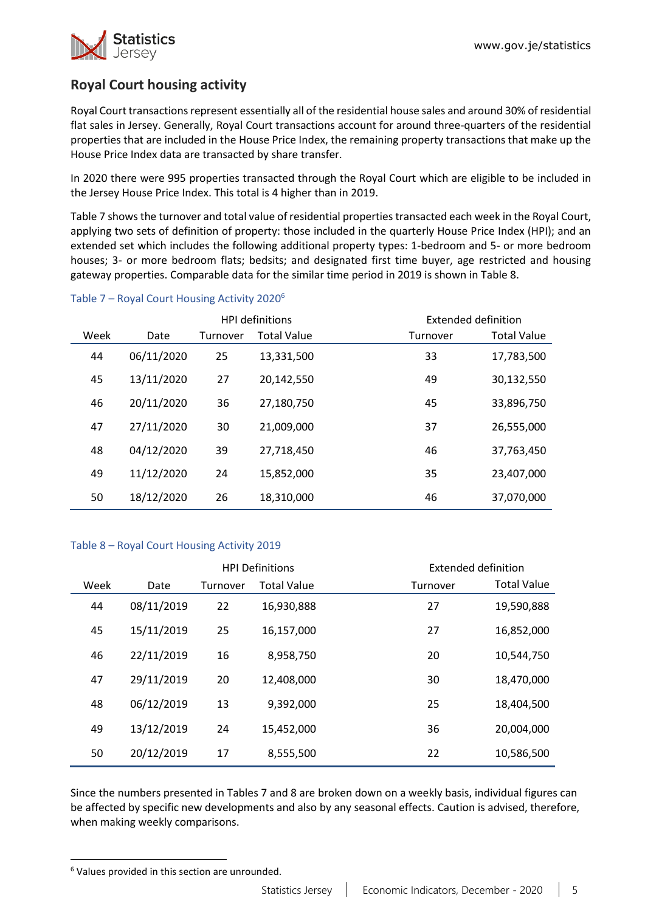## Royal Court housing activity

Royal Court transactions represent essentially all of the residential house sales and around 30% of residential flat sales in Jersey. Generally, Royal Court transactions account for around three-quarters of the residential properties that are included in the House Price Index, the remaining property transactions that make up the House Price Index data are transacted by share transfer.

In 2020 there were 995 properties transacted through the Royal Court which are eligible to be included in the Jersey House Price Index. This total is 4 higher than in 2019.

Table 7 shows the turnover and total value of residential properties transacted each week in the Royal Court, applying two sets of definition of property: those included in the quarterly House Price Index (HPI); and an extended set which includes the following additional property types: 1-bedroom and 5- or more bedroom houses; 3- or more bedroom flats; bedsits; and designated first time buyer, age restricted and housing gateway properties. Comparable data for the similar time period in 2019 is shown in Table 8.

Table 7 – Royal Court Housing Activity 2020[6]

| | | HPI definitions | | Extended definition | |
|---|---|---|---|---|---|
| Week | Date | Turnover | Total Value | Turnover | Total Value |
| 44 | 06/11/2020 | 25 | 13,331,500 | 33 | 17,783,500 |
| 45 | 13/11/2020 | 27 | 20,142,550 | 49 | 30,132,550 |
| 46 | 20/11/2020 | 36 | 27,180,750 | 45 | 33,896,750 |
| 47 | 27/11/2020 | 30 | 21,009,000 | 37 | 26,555,000 |
| 48 | 04/12/2020 | 39 | 27,718,450 | 46 | 37,763,450 |
| 49 | 11/12/2020 | 24 | 15,852,000 | 35 | 23,407,000 |
| 50 | 18/12/2020 | 26 | 18,310,000 | 46 | 37,070,000 |

Table 8 – Royal Court Housing Activity 2019

| | | HPI Definitions | | Extended definition | |
|---|---|---|---|---|---|
| Week | Date | Turnover | Total Value | Turnover | Total Value |
| 44 | 08/11/2019 | 22 | 16,930,888 | 27 | 19,590,888 |
| 45 | 15/11/2019 | 25 | 16,157,000 | 27 | 16,852,000 |
| 46 | 22/11/2019 | 16 | 8,958,750 | 20 | 10,544,750 |
| 47 | 29/11/2019 | 20 | 12,408,000 | 30 | 18,470,000 |
| 48 | 06/12/2019 | 13 | 9,392,000 | 25 | 18,404,500 |
| 49 | 13/12/2019 | 24 | 15,452,000 | 36 | 20,004,000 |
| 50 | 20/12/2019 | 17 | 8,555,500 | 22 | 10,586,500 |

Since the numbers presented in Tables 7 and 8 are broken down on a weekly basis, individual figures can be affected by specific new developments and also by any seasonal effects. Caution is advised, therefore, when making weekly comparisons.

[6] Values provided in this section are unrounded.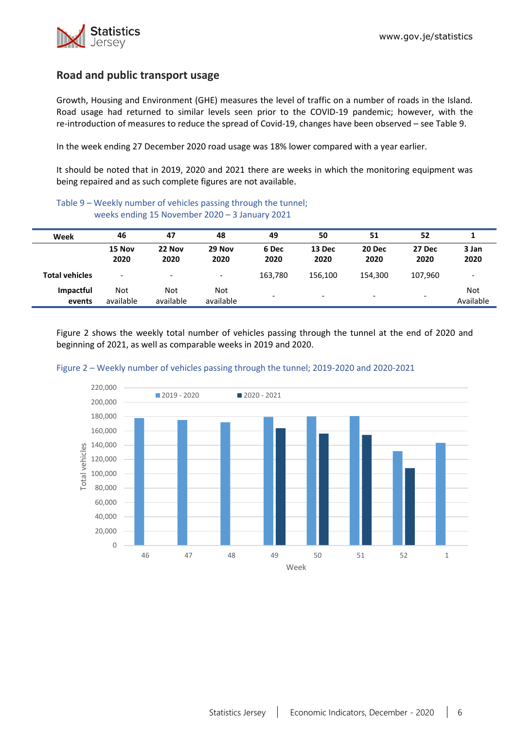## Road and public transport usage

Growth, Housing and Environment (GHE) measures the level of traffic on a number of roads in the Island. Road usage had returned to similar levels seen prior to the COVID-19 pandemic; however, with the re-introduction of measures to reduce the spread of Covid-19, changes have been observed – see Table 9.

In the week ending 27 December 2020 road usage was 18% lower compared with a year earlier.

It should be noted that in 2019, 2020 and 2021 there are weeks in which the monitoring equipment was being repaired and as such complete figures are not available.

Table 9 – Weekly number of vehicles passing through the tunnel; weeks ending 15 November 2020 – 3 January 2021

| Week | 46 | 47 | 48 | 49 | 50 | 51 | 52 | 1 |
|---|---|---|---|---|---|---|---|---|
| | 15 Nov 2020 | 22 Nov 2020 | 29 Nov 2020 | 6 Dec 2020 | 13 Dec 2020 | 20 Dec 2020 | 27 Dec 2020 | 3 Jan 2020 |
| Total vehicles | - | - | - | 163,780 | 156,100 | 154,300 | 107,960 | - |
| Impactful events | Not available | Not available | Not available | - | - | - | - | Not Available |

Figure 2 shows the weekly total number of vehicles passing through the tunnel at the end of 2020 and beginning of 2021, as well as comparable weeks in 2019 and 2020.

Figure 2 – Weekly number of vehicles passing through the tunnel; 2019-2020 and 2020-2021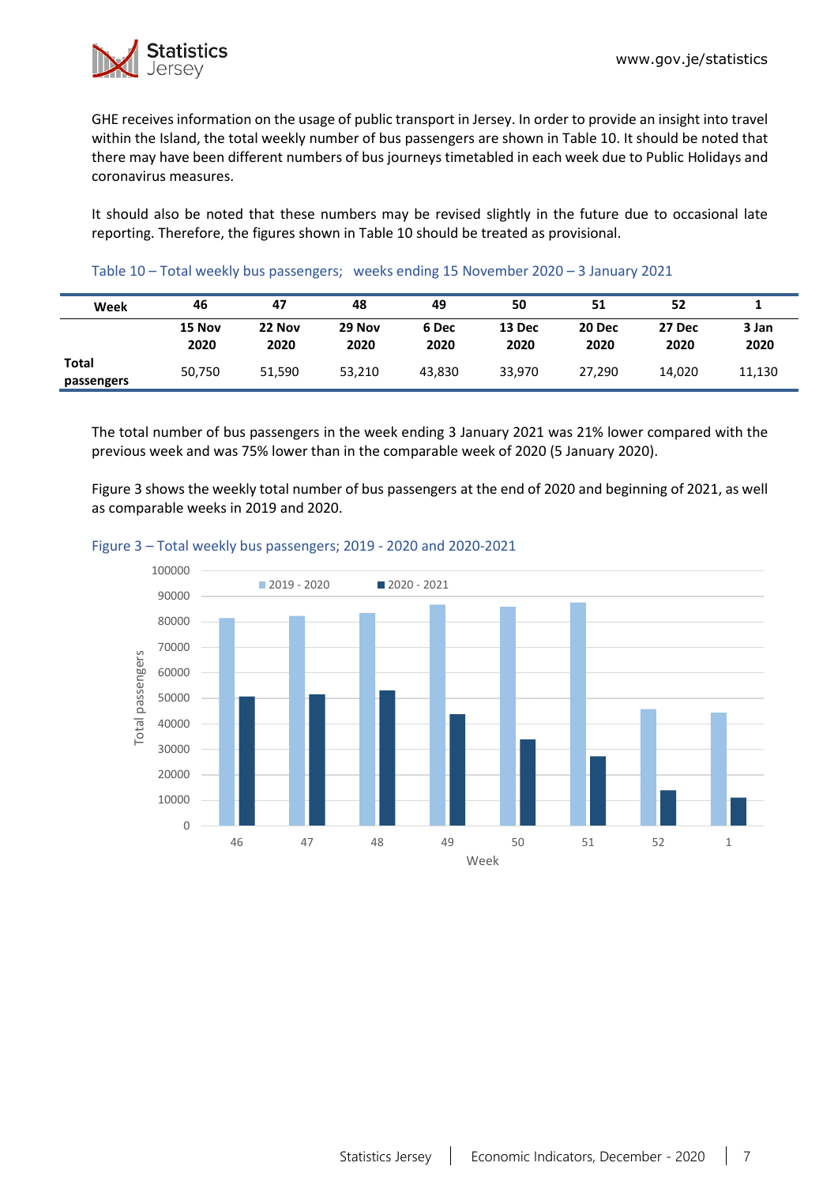GHE receives information on the usage of public transport in Jersey. In order to provide an insight into travel within the Island, the total weekly number of bus passengers are shown in Table 10. It should be noted that there may have been different numbers of bus journeys timetabled in each week due to Public Holidays and coronavirus measures.

It should also be noted that these numbers may be revised slightly in the future due to occasional late reporting. Therefore, the figures shown in Table 10 should be treated as provisional.

Table 10 – Total weekly bus passengers; weeks ending 15 November 2020 – 3 January 2021

| Week | 46 | 47 | 48 | 49 | 50 | 51 | 52 | 1 |
|---|---|---|---|---|---|---|---|---|
| | 15 Nov 2020 | 22 Nov 2020 | 29 Nov 2020 | 6 Dec 2020 | 13 Dec 2020 | 20 Dec 2020 | 27 Dec 2020 | 3 Jan 2020 |
| Total passengers | 50,750 | 51,590 | 53,210 | 43,830 | 33,970 | 27,290 | 14,020 | 11,130 |

The total number of bus passengers in the week ending 3 January 2021 was 21% lower compared with the previous week and was 75% lower than in the comparable week of 2020 (5 January 2020).

Figure 3 shows the weekly total number of bus passengers at the end of 2020 and beginning of 2021, as well as comparable weeks in 2019 and 2020.

Figure 3 – Total weekly bus passengers; 2019 - 2020 and 2020-2021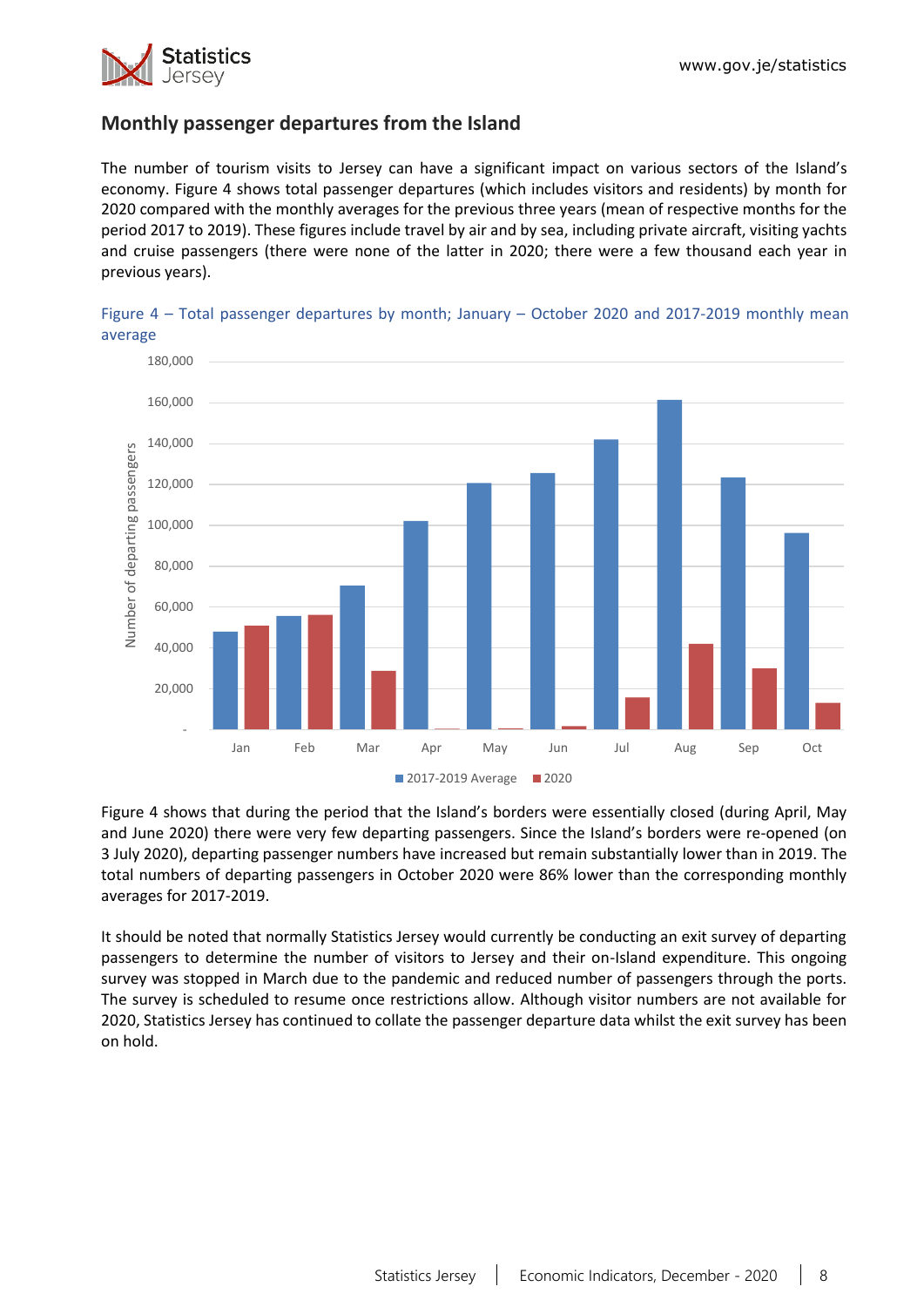## Monthly passenger departures from the Island

The number of tourism visits to Jersey can have a significant impact on various sectors of the Island's economy. Figure 4 shows total passenger departures (which includes visitors and residents) by month for 2020 compared with the monthly averages for the previous three years (mean of respective months for the period 2017 to 2019). These figures include travel by air and by sea, including private aircraft, visiting yachts and cruise passengers (there were none of the latter in 2020; there were a few thousand each year in previous years).

Figure 4 – Total passenger departures by month; January – October 2020 and 2017-2019 monthly mean average

Figure 4 shows that during the period that the Island's borders were essentially closed (during April, May and June 2020) there were very few departing passengers. Since the Island's borders were re-opened (on 3 July 2020), departing passenger numbers have increased but remain substantially lower than in 2019. The total numbers of departing passengers in October 2020 were 86% lower than the corresponding monthly averages for 2017-2019.

It should be noted that normally Statistics Jersey would currently be conducting an exit survey of departing passengers to determine the number of visitors to Jersey and their on-Island expenditure. This ongoing survey was stopped in March due to the pandemic and reduced number of passengers through the ports. The survey is scheduled to resume once restrictions allow. Although visitor numbers are not available for 2020, Statistics Jersey has continued to collate the passenger departure data whilst the exit survey has been on hold.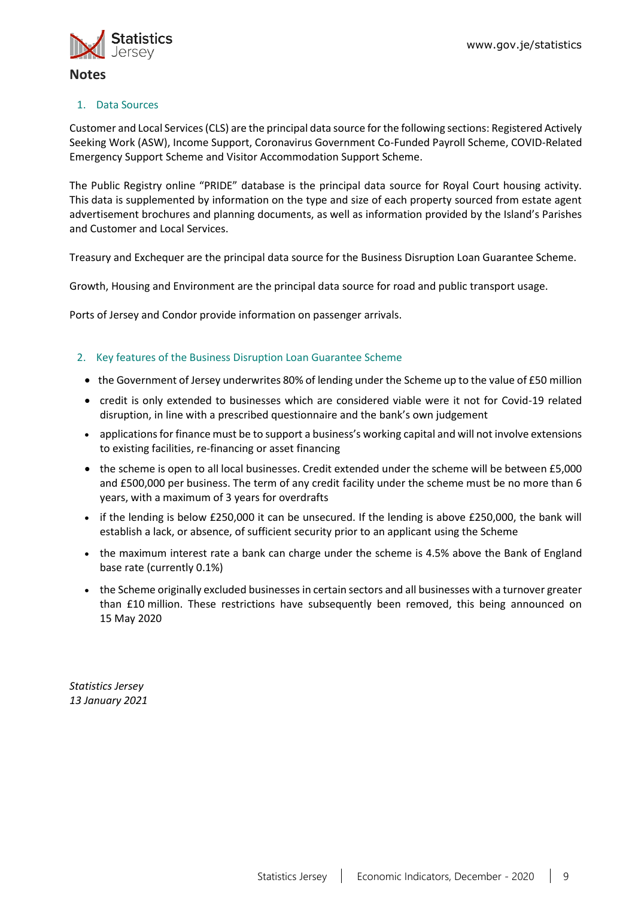## Notes

### 1. Data Sources

Customer and Local Services (CLS) are the principal data source for the following sections: Registered Actively Seeking Work (ASW), Income Support, Coronavirus Government Co-Funded Payroll Scheme, COVID-Related Emergency Support Scheme and Visitor Accommodation Support Scheme.

The Public Registry online "PRIDE" database is the principal data source for Royal Court housing activity. This data is supplemented by information on the type and size of each property sourced from estate agent advertisement brochures and planning documents, as well as information provided by the Island's Parishes and Customer and Local Services.

Treasury and Exchequer are the principal data source for the Business Disruption Loan Guarantee Scheme.

Growth, Housing and Environment are the principal data source for road and public transport usage.

Ports of Jersey and Condor provide information on passenger arrivals.

### 2. Key features of the Business Disruption Loan Guarantee Scheme

- the Government of Jersey underwrites 80% of lending under the Scheme up to the value of £50 million
- credit is only extended to businesses which are considered viable were it not for Covid-19 related disruption, in line with a prescribed questionnaire and the bank's own judgement
- applications for finance must be to support a business's working capital and will not involve extensions to existing facilities, re-financing or asset financing
- the scheme is open to all local businesses. Credit extended under the scheme will be between £5,000 and £500,000 per business. The term of any credit facility under the scheme must be no more than 6 years, with a maximum of 3 years for overdrafts
- if the lending is below £250,000 it can be unsecured. If the lending is above £250,000, the bank will establish a lack, or absence, of sufficient security prior to an applicant using the Scheme
- the maximum interest rate a bank can charge under the scheme is 4.5% above the Bank of England base rate (currently 0.1%)
- the Scheme originally excluded businesses in certain sectors and all businesses with a turnover greater than £10 million. These restrictions have subsequently been removed, this being announced on 15 May 2020

*Statistics Jersey*
*13 January 2021*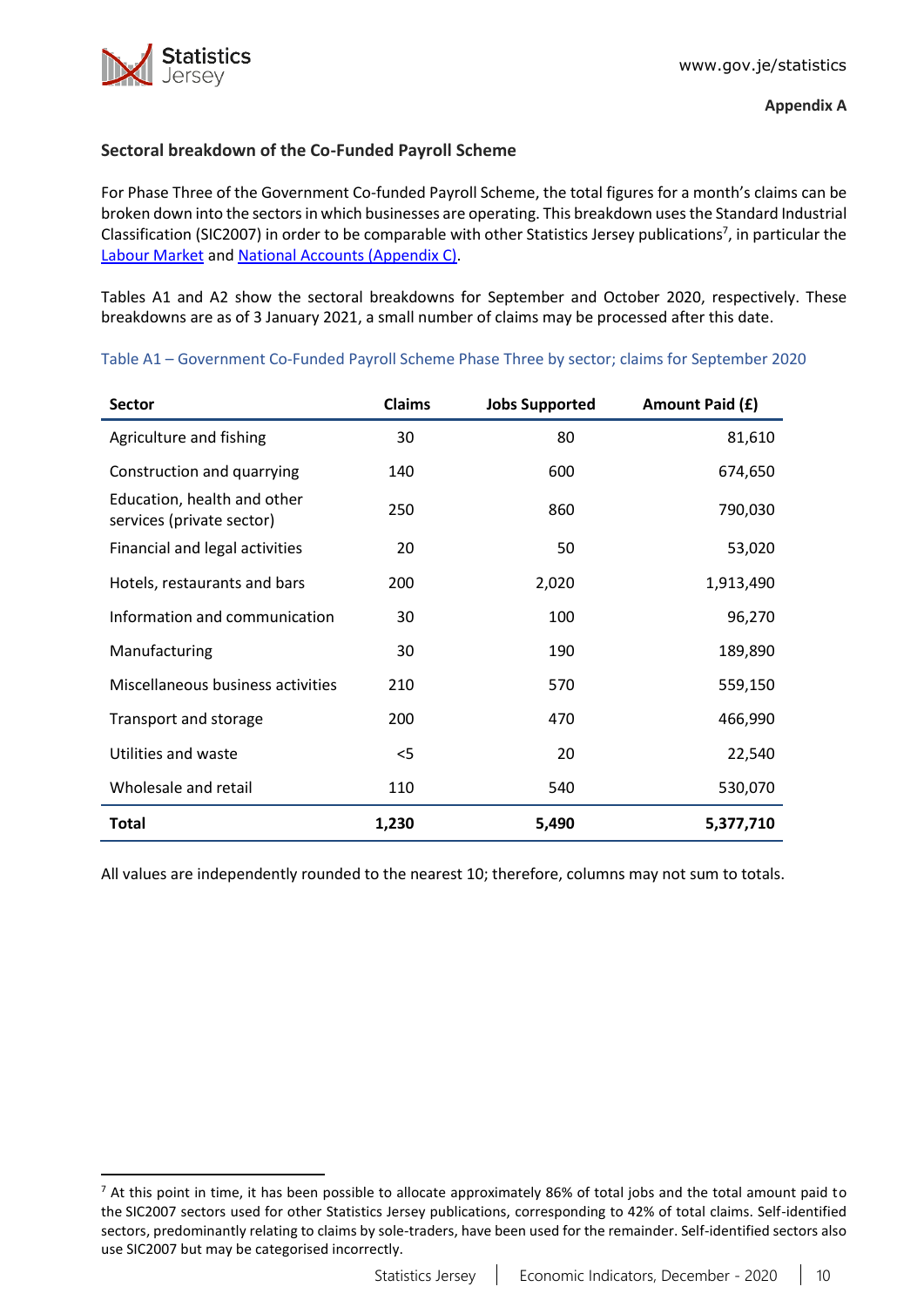**Appendix A**

### Sectoral breakdown of the Co-Funded Payroll Scheme

For Phase Three of the Government Co-funded Payroll Scheme, the total figures for a month's claims can be broken down into the sectors in which businesses are operating. This breakdown uses the Standard Industrial Classification (SIC2007) in order to be comparable with other Statistics Jersey publications[7], in particular the [Labour Market](Labour Market) and [National Accounts (Appendix C)](National Accounts (Appendix C)).

Tables A1 and A2 show the sectoral breakdowns for September and October 2020, respectively. These breakdowns are as of 3 January 2021, a small number of claims may be processed after this date.

Table A1 – Government Co-Funded Payroll Scheme Phase Three by sector; claims for September 2020

| Sector | Claims | Jobs Supported | Amount Paid (£) |
|---|---|---|---|
| Agriculture and fishing | 30 | 80 | 81,610 |
| Construction and quarrying | 140 | 600 | 674,650 |
| Education, health and other services (private sector) | 250 | 860 | 790,030 |
| Financial and legal activities | 20 | 50 | 53,020 |
| Hotels, restaurants and bars | 200 | 2,020 | 1,913,490 |
| Information and communication | 30 | 100 | 96,270 |
| Manufacturing | 30 | 190 | 189,890 |
| Miscellaneous business activities | 210 | 570 | 559,150 |
| Transport and storage | 200 | 470 | 466,990 |
| Utilities and waste | <5 | 20 | 22,540 |
| Wholesale and retail | 110 | 540 | 530,070 |
| **Total** | **1,230** | **5,490** | **5,377,710** |

All values are independently rounded to the nearest 10; therefore, columns may not sum to totals.

[7] At this point in time, it has been possible to allocate approximately 86% of total jobs and the total amount paid to the SIC2007 sectors used for other Statistics Jersey publications, corresponding to 42% of total claims. Self-identified sectors, predominantly relating to claims by sole-traders, have been used for the remainder. Self-identified sectors also use SIC2007 but may be categorised incorrectly.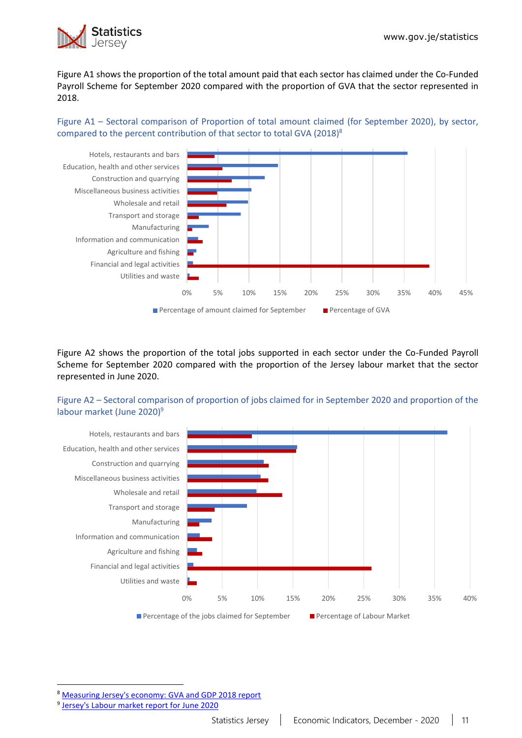Figure A1 shows the proportion of the total amount paid that each sector has claimed under the Co-Funded Payroll Scheme for September 2020 compared with the proportion of GVA that the sector represented in 2018.

Figure A1 – Sectoral comparison of Proportion of total amount claimed (for September 2020), by sector, compared to the percent contribution of that sector to total GVA (2018)[8]

Figure A2 shows the proportion of the total jobs supported in each sector under the Co-Funded Payroll Scheme for September 2020 compared with the proportion of the Jersey labour market that the sector represented in June 2020.

Figure A2 – Sectoral comparison of proportion of jobs claimed for in September 2020 and proportion of the labour market (June 2020)[9]

---

[8] Measuring Jersey's economy: GVA and GDP 2018 report

[9] Jersey's Labour market report for June 2020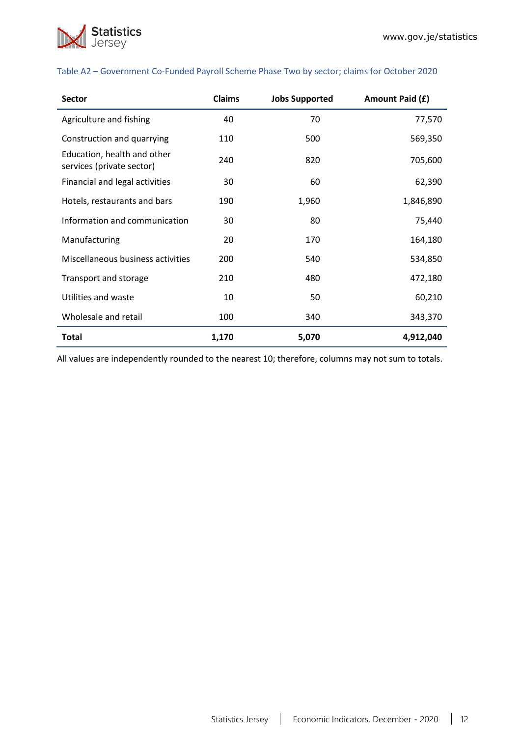Table A2 – Government Co-Funded Payroll Scheme Phase Two by sector; claims for October 2020

| Sector | Claims | Jobs Supported | Amount Paid (£) |
|---|---|---|---|
| Agriculture and fishing | 40 | 70 | 77,570 |
| Construction and quarrying | 110 | 500 | 569,350 |
| Education, health and other services (private sector) | 240 | 820 | 705,600 |
| Financial and legal activities | 30 | 60 | 62,390 |
| Hotels, restaurants and bars | 190 | 1,960 | 1,846,890 |
| Information and communication | 30 | 80 | 75,440 |
| Manufacturing | 20 | 170 | 164,180 |
| Miscellaneous business activities | 200 | 540 | 534,850 |
| Transport and storage | 210 | 480 | 472,180 |
| Utilities and waste | 10 | 50 | 60,210 |
| Wholesale and retail | 100 | 340 | 343,370 |
| **Total** | **1,170** | **5,070** | **4,912,040** |

All values are independently rounded to the nearest 10; therefore, columns may not sum to totals.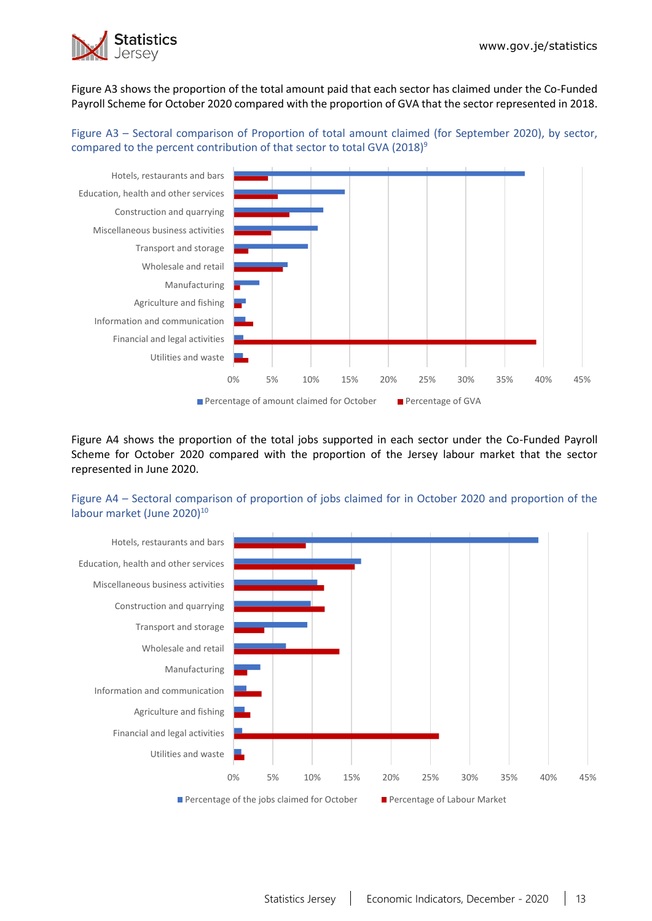Figure A3 shows the proportion of the total amount paid that each sector has claimed under the Co-Funded Payroll Scheme for October 2020 compared with the proportion of GVA that the sector represented in 2018.

Figure A3 – Sectoral comparison of Proportion of total amount claimed (for September 2020), by sector, compared to the percent contribution of that sector to total GVA (2018)[9]

Figure A4 shows the proportion of the total jobs supported in each sector under the Co-Funded Payroll Scheme for October 2020 compared with the proportion of the Jersey labour market that the sector represented in June 2020.

Figure A4 – Sectoral comparison of proportion of jobs claimed for in October 2020 and proportion of the labour market (June 2020)[10]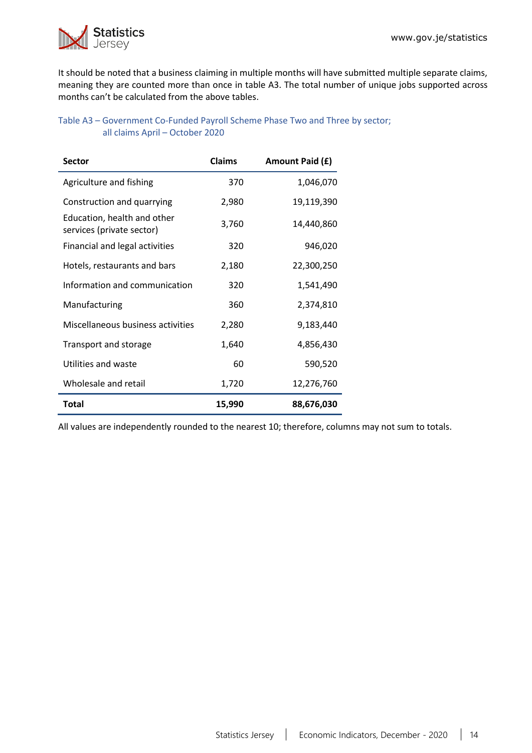It should be noted that a business claiming in multiple months will have submitted multiple separate claims, meaning they are counted more than once in table A3. The total number of unique jobs supported across months can't be calculated from the above tables.

Table A3 – Government Co-Funded Payroll Scheme Phase Two and Three by sector; all claims April – October 2020

| Sector | Claims | Amount Paid (£) |
|---|---|---|
| Agriculture and fishing | 370 | 1,046,070 |
| Construction and quarrying | 2,980 | 19,119,390 |
| Education, health and other services (private sector) | 3,760 | 14,440,860 |
| Financial and legal activities | 320 | 946,020 |
| Hotels, restaurants and bars | 2,180 | 22,300,250 |
| Information and communication | 320 | 1,541,490 |
| Manufacturing | 360 | 2,374,810 |
| Miscellaneous business activities | 2,280 | 9,183,440 |
| Transport and storage | 1,640 | 4,856,430 |
| Utilities and waste | 60 | 590,520 |
| Wholesale and retail | 1,720 | 12,276,760 |
| **Total** | **15,990** | **88,676,030** |

All values are independently rounded to the nearest 10; therefore, columns may not sum to totals.